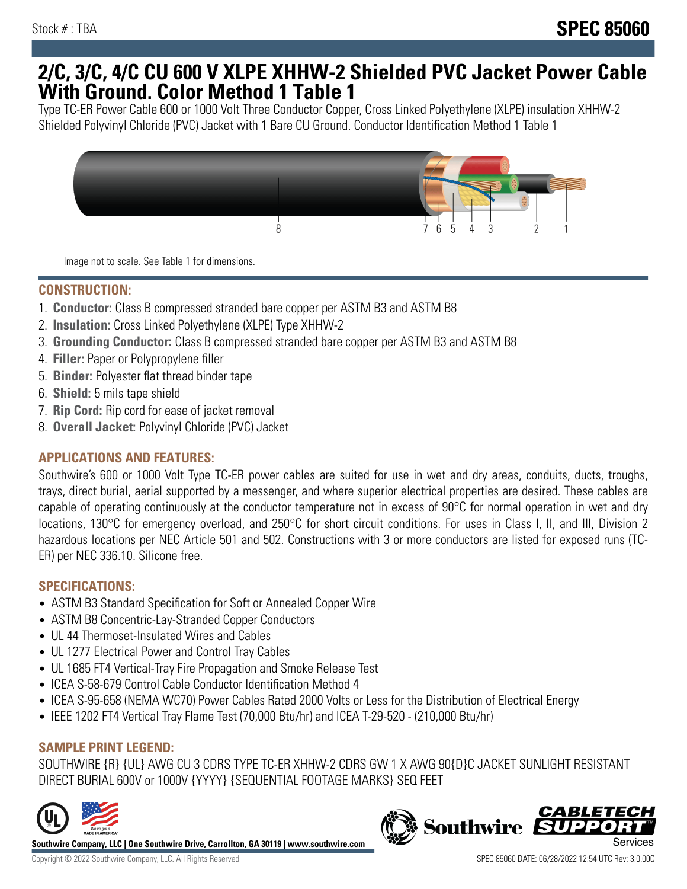Stock # : TBA

# SPEC 85060

# 2/C, 3/C, 4/C CU 600 V XLPE XHHW-2 Shielded PVC Jacket Power Cable With Ground. Color Method 1 Table 1

Type TC-ER Power Cable 600 or 1000 Volt Three Conductor Copper, Cross Linked Polyethylene (XLPE) insulation XHHW-2 Shielded Polyvinyl Chloride (PVC) Jacket with 1 Bare CU Ground. Conductor Identification Method 1 Table 1

Image not to scale. See Table 1 for dimensions.

## CONSTRUCTION:

1. **Conductor:** Class B compressed stranded bare copper per ASTM B3 and ASTM B8
2. **Insulation:** Cross Linked Polyethylene (XLPE) Type XHHW-2
3. **Grounding Conductor:** Class B compressed stranded bare copper per ASTM B3 and ASTM B8
4. **Filler:** Paper or Polypropylene filler
5. **Binder:** Polyester flat thread binder tape
6. **Shield:** 5 mils tape shield
7. **Rip Cord:** Rip cord for ease of jacket removal
8. **Overall Jacket:** Polyvinyl Chloride (PVC) Jacket

## APPLICATIONS AND FEATURES:

Southwire's 600 or 1000 Volt Type TC-ER power cables are suited for use in wet and dry areas, conduits, ducts, troughs, trays, direct burial, aerial supported by a messenger, and where superior electrical properties are desired. These cables are capable of operating continuously at the conductor temperature not in excess of 90°C for normal operation in wet and dry locations, 130°C for emergency overload, and 250°C for short circuit conditions. For uses in Class I, II, and III, Division 2 hazardous locations per NEC Article 501 and 502. Constructions with 3 or more conductors are listed for exposed runs (TC-ER) per NEC 336.10. Silicone free.

## SPECIFICATIONS:

- ASTM B3 Standard Specification for Soft or Annealed Copper Wire
- ASTM B8 Concentric-Lay-Stranded Copper Conductors
- UL 44 Thermoset-Insulated Wires and Cables
- UL 1277 Electrical Power and Control Tray Cables
- UL 1685 FT4 Vertical-Tray Fire Propagation and Smoke Release Test
- ICEA S-58-679 Control Cable Conductor Identification Method 4
- ICEA S-95-658 (NEMA WC70) Power Cables Rated 2000 Volts or Less for the Distribution of Electrical Energy
- IEEE 1202 FT4 Vertical Tray Flame Test (70,000 Btu/hr) and ICEA T-29-520 - (210,000 Btu/hr)

## SAMPLE PRINT LEGEND:

SOUTHWIRE {R} {UL} AWG CU 3 CDRS TYPE TC-ER XHHW-2 CDRS GW 1 X AWG 90{D}C JACKET SUNLIGHT RESISTANT DIRECT BURIAL 600V or 1000V {YYYY} {SEQUENTIAL FOOTAGE MARKS} SEQ FEET

**Southwire Company, LLC | One Southwire Drive, Carrollton, GA 30119 | www.southwire.com**

Copyright © 2022 Southwire Company, LLC. All Rights Reserved

SPEC 85060 DATE: 06/28/2022 12:54 UTC Rev: 3.0.00C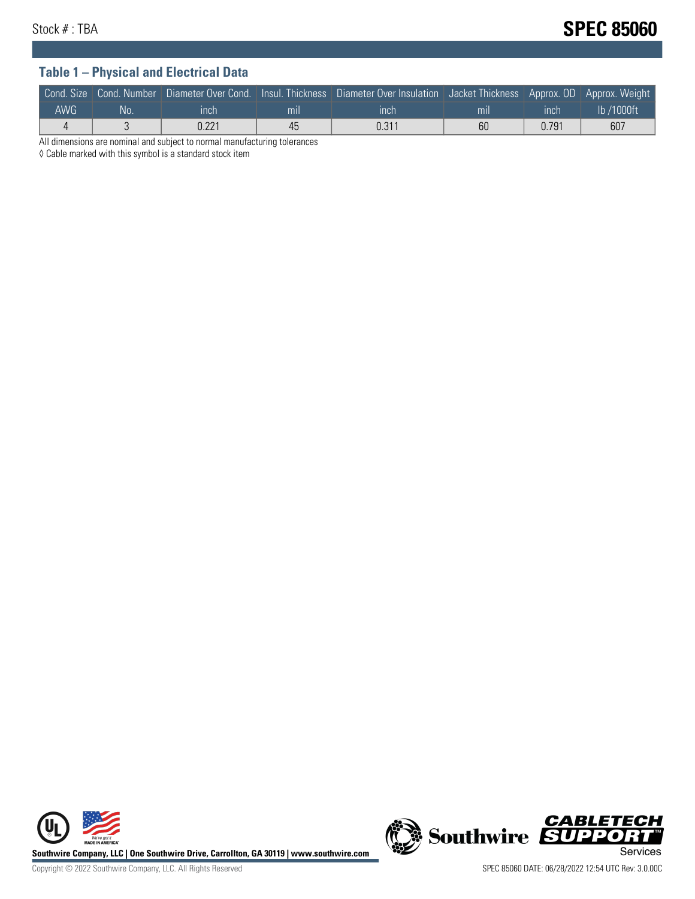## Table 1 – Physical and Electrical Data

| Cond. Size | Cond. Number | Diameter Over Cond. | Insul. Thickness | Diameter Over Insulation | Jacket Thickness | Approx. OD | Approx. Weight |
|---|---|---|---|---|---|---|---|
| AWG | No. | inch | mil | inch | mil | inch | lb /1000ft |
| 4 | 3 | 0.221 | 45 | 0.311 | 60 | 0.791 | 607 |

All dimensions are nominal and subject to normal manufacturing tolerances

◊ Cable marked with this symbol is a standard stock item